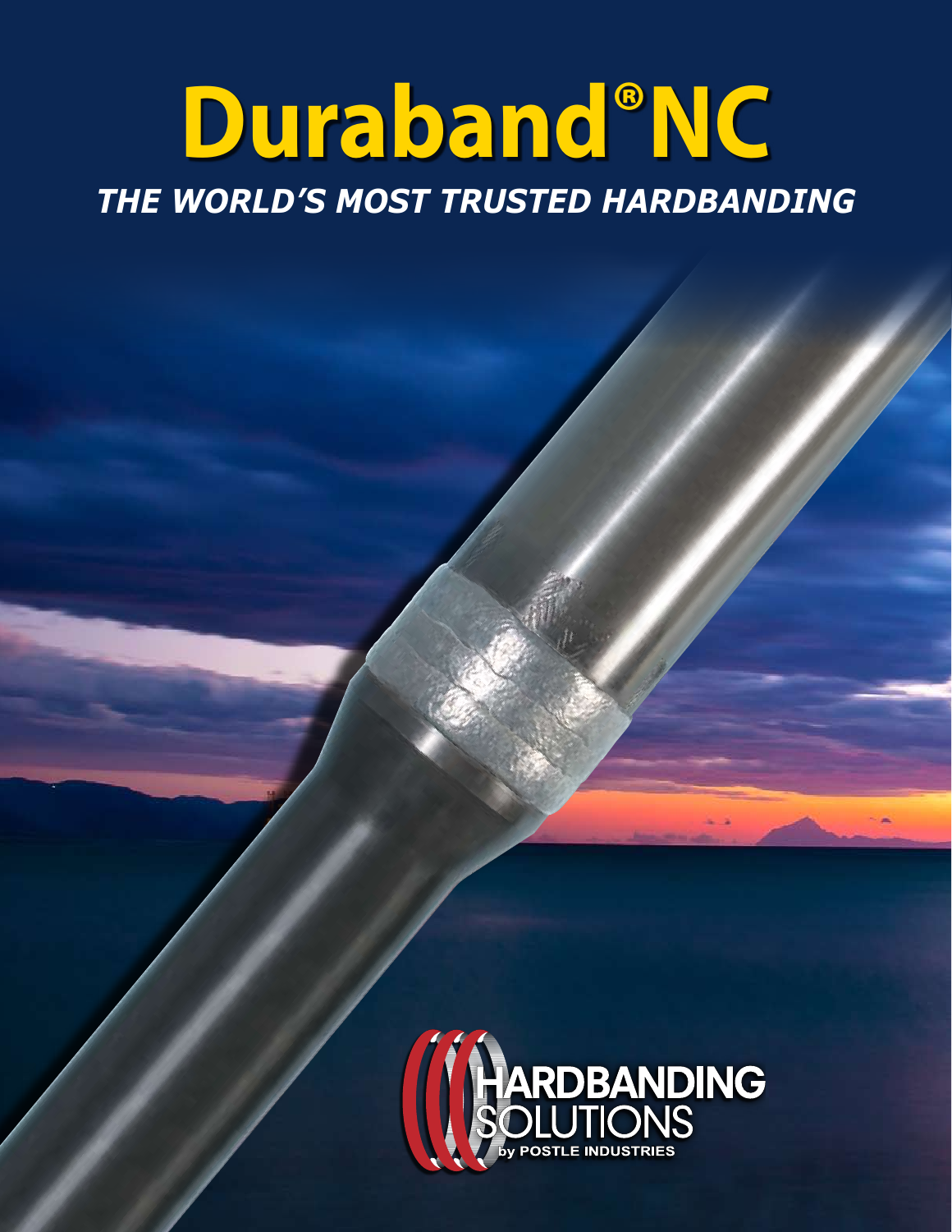# Duraband®NC

***THE WORLD'S MOST TRUSTED HARDBANDING***

HARDBANDING SOLUTIONS

by POSTLE INDUSTRIES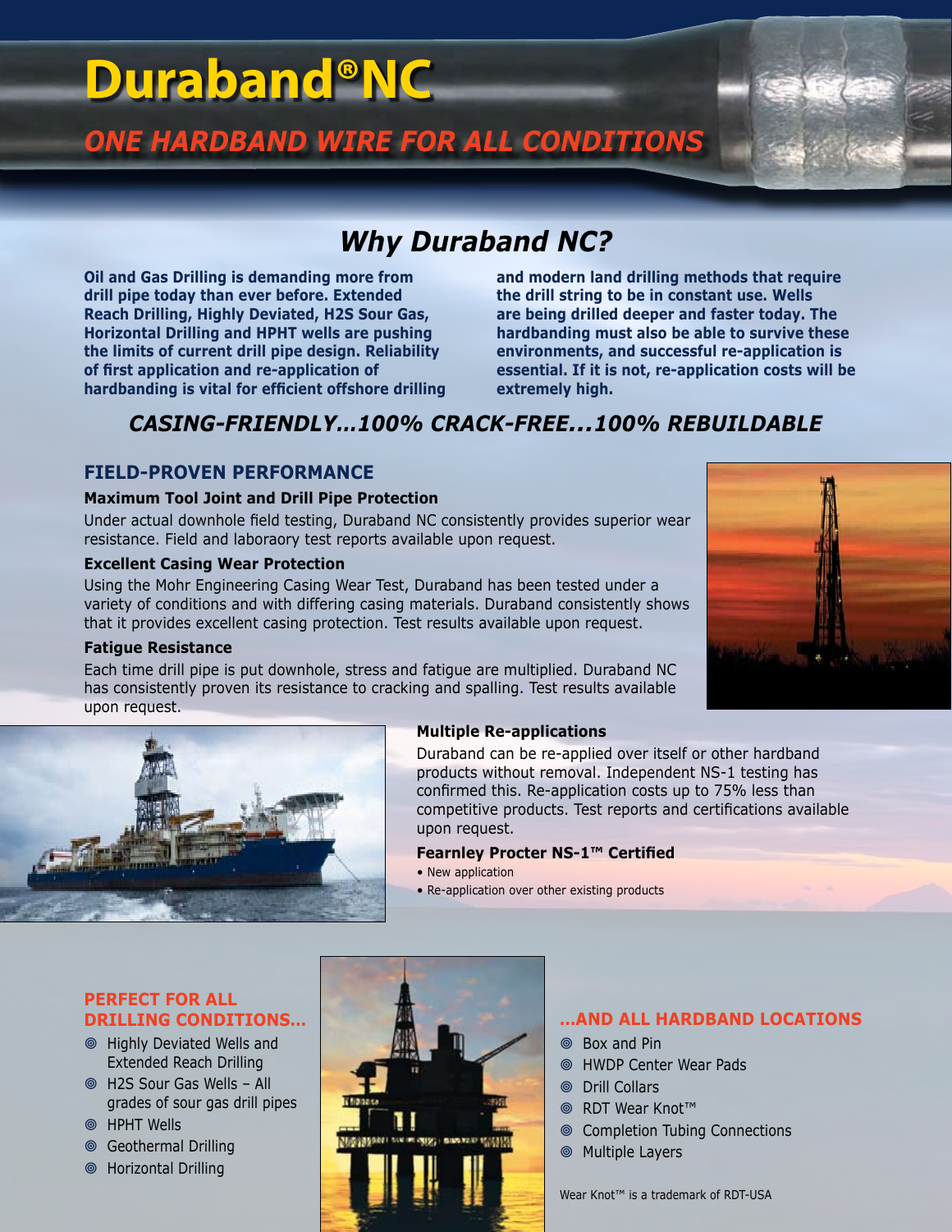# Duraband®NC

## *ONE HARDBAND WIRE FOR ALL CONDITIONS*

## *Why Duraband NC?*

**Oil and Gas Drilling is demanding more from drill pipe today than ever before. Extended Reach Drilling, Highly Deviated, H2S Sour Gas, Horizontal Drilling and HPHT wells are pushing the limits of current drill pipe design. Reliability of first application and re-application of hardbanding is vital for efficient offshore drilling and modern land drilling methods that require the drill string to be in constant use. Wells are being drilled deeper and faster today. The hardbanding must also be able to survive these environments, and successful re-application is essential. If it is not, re-application costs will be extremely high.**

### *CASING-FRIENDLY...100% CRACK-FREE...100% REBUILDABLE*

### FIELD-PROVEN PERFORMANCE

**Maximum Tool Joint and Drill Pipe Protection**

Under actual downhole field testing, Duraband NC consistently provides superior wear resistance. Field and laboraory test reports available upon request.

**Excellent Casing Wear Protection**

Using the Mohr Engineering Casing Wear Test, Duraband has been tested under a variety of conditions and with differing casing materials. Duraband consistently shows that it provides excellent casing protection. Test results available upon request.

**Fatigue Resistance**

Each time drill pipe is put downhole, stress and fatigue are multiplied. Duraband NC has consistently proven its resistance to cracking and spalling. Test results available upon request.

**Multiple Re-applications**

Duraband can be re-applied over itself or other hardband products without removal. Independent NS-1 testing has confirmed this. Re-application costs up to 75% less than competitive products. Test reports and certifications available upon request.

**Fearnley Procter NS-1™ Certified**

- New application
- Re-application over other existing products

### PERFECT FOR ALL DRILLING CONDITIONS...

- Highly Deviated Wells and Extended Reach Drilling
- H2S Sour Gas Wells – All grades of sour gas drill pipes
- HPHT Wells
- Geothermal Drilling
- Horizontal Drilling

### ...AND ALL HARDBAND LOCATIONS

- Box and Pin
- HWDP Center Wear Pads
- Drill Collars
- RDT Wear Knot™
- Completion Tubing Connections
- Multiple Layers

Wear Knot™ is a trademark of RDT-USA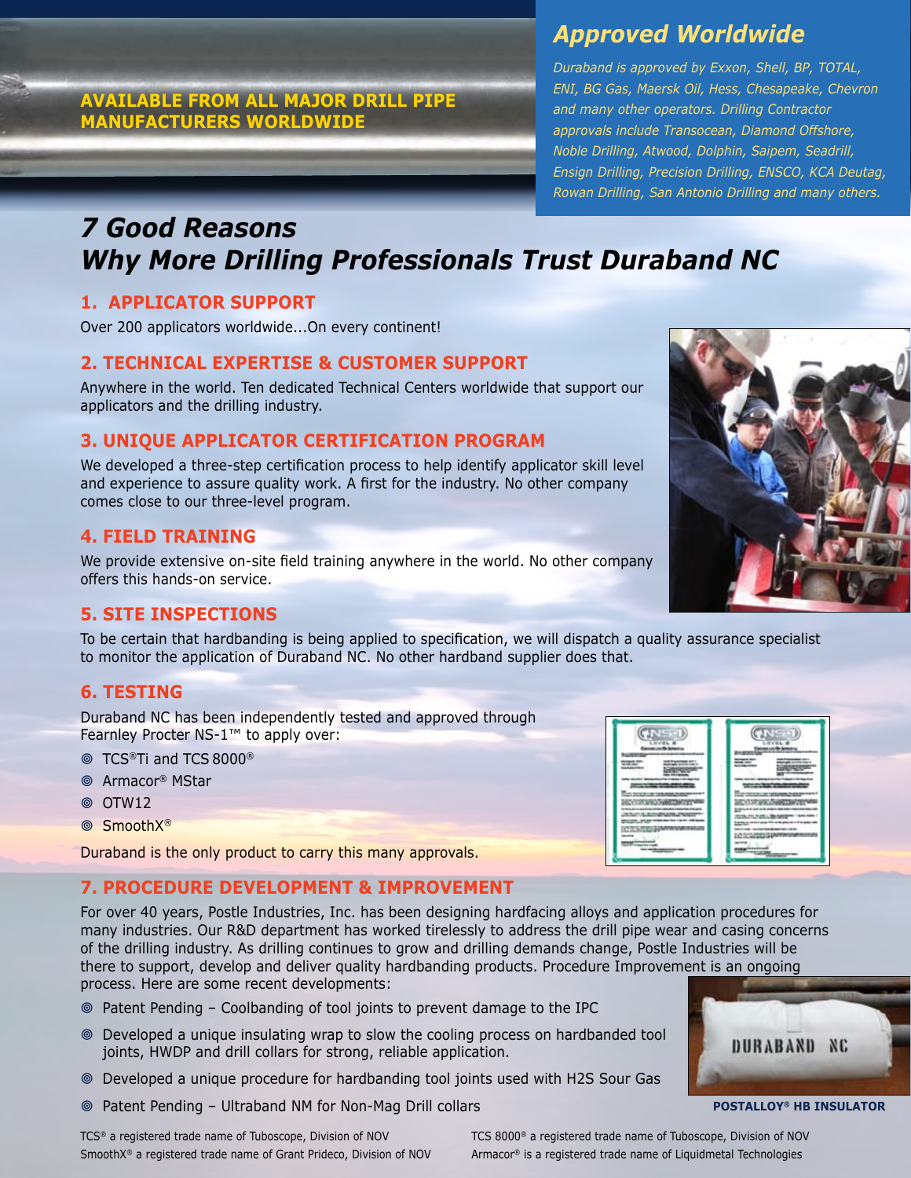**AVAILABLE FROM ALL MAJOR DRILL PIPE MANUFACTURERS WORLDWIDE**

## *Approved Worldwide*

*Duraband is approved by Exxon, Shell, BP, TOTAL, ENI, BG Gas, Maersk Oil, Hess, Chesapeake, Chevron and many other operators. Drilling Contractor approvals include Transocean, Diamond Offshore, Noble Drilling, Atwood, Dolphin, Saipem, Seadrill, Ensign Drilling, Precision Drilling, ENSCO, KCA Deutag, Rowan Drilling, San Antonio Drilling and many others.*

# *7 Good Reasons Why More Drilling Professionals Trust Duraband NC*

### 1. APPLICATOR SUPPORT

Over 200 applicators worldwide...On every continent!

### 2. TECHNICAL EXPERTISE & CUSTOMER SUPPORT

Anywhere in the world. Ten dedicated Technical Centers worldwide that support our applicators and the drilling industry.

### 3. UNIQUE APPLICATOR CERTIFICATION PROGRAM

We developed a three-step certification process to help identify applicator skill level and experience to assure quality work. A first for the industry. No other company comes close to our three-level program.

### 4. FIELD TRAINING

We provide extensive on-site field training anywhere in the world. No other company offers this hands-on service.

### 5. SITE INSPECTIONS

To be certain that hardbanding is being applied to specification, we will dispatch a quality assurance specialist to monitor the application of Duraband NC. No other hardband supplier does that.

### 6. TESTING

Duraband NC has been independently tested and approved through Fearnley Procter NS-1™ to apply over:

- TCS®Ti and TCS 8000®
- Armacor® MStar
- OTW12
- SmoothX®

Duraband is the only product to carry this many approvals.

### 7. PROCEDURE DEVELOPMENT & IMPROVEMENT

For over 40 years, Postle Industries, Inc. has been designing hardfacing alloys and application procedures for many industries. Our R&D department has worked tirelessly to address the drill pipe wear and casing concerns of the drilling industry. As drilling continues to grow and drilling demands change, Postle Industries will be there to support, develop and deliver quality hardbanding products. Procedure Improvement is an ongoing process. Here are some recent developments:

- Patent Pending – Coolbanding of tool joints to prevent damage to the IPC
- Developed a unique insulating wrap to slow the cooling process on hardbanded tool joints, HWDP and drill collars for strong, reliable application.
- Developed a unique procedure for hardbanding tool joints used with $H_2S$ Sour Gas
- Patent Pending – Ultraband NM for Non-Mag Drill collars

**POSTALLOY® HB INSULATOR**

TCS® a registered trade name of Tuboscope, Division of NOV
SmoothX® a registered trade name of Grant Prideco, Division of NOV
TCS 8000® a registered trade name of Tuboscope, Division of NOV
Armacor® is a registered trade name of Liquidmetal Technologies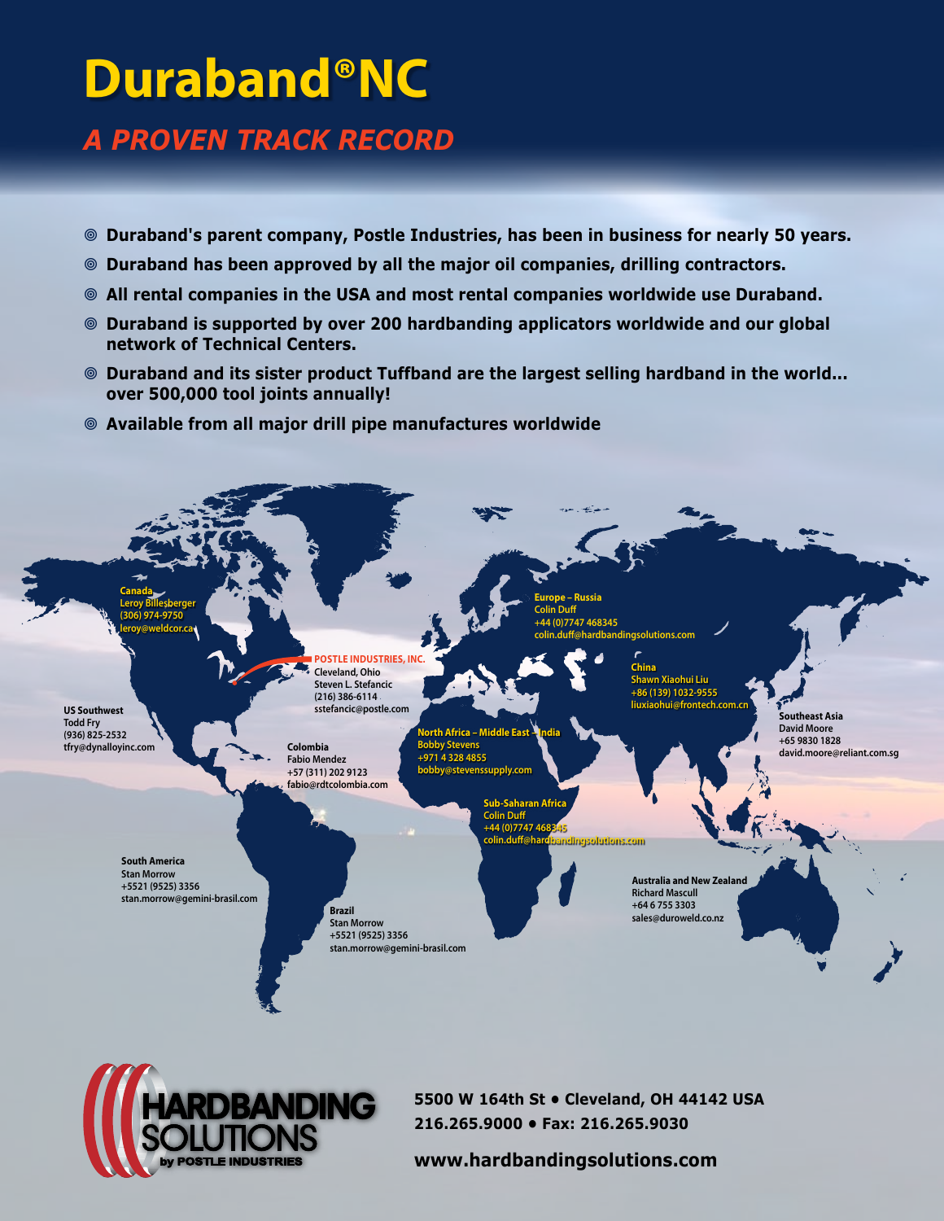# Duraband®NC

## *A PROVEN TRACK RECORD*

- **Duraband's parent company, Postle Industries, has been in business for nearly 50 years.**
- **Duraband has been approved by all the major oil companies, drilling contractors.**
- **All rental companies in the USA and most rental companies worldwide use Duraband.**
- **Duraband is supported by over 200 hardbanding applicators worldwide and our global network of Technical Centers.**
- **Duraband and its sister product Tuffband are the largest selling hardband in the world... over 500,000 tool joints annually!**
- **Available from all major drill pipe manufactures worldwide**

**Canada**
Leroy Billesberger
(306) 974-9750
leroy@weldcor.ca

**POSTLE INDUSTRIES, INC.**
Cleveland, Ohio
Steven L. Stefancic
(216) 386-6114
sstefancic@postle.com

**US Southwest**
Todd Fry
(936) 825-2532
tfry@dynalloyinc.com

**Colombia**
Fabio Mendez
+57 (311) 202 9123
fabio@rdtcolombia.com

**South America**
Stan Morrow
+5521 (9525) 3356
stan.morrow@gemini-brasil.com

**Brazil**
Stan Morrow
+5521 (9525) 3356
stan.morrow@gemini-brasil.com

**Europe – Russia**
Colin Duff
+44 (0)7747 468345
colin.duff@hardbandingsolutions.com

**China**
Shawn Xiaohui Liu
+86 (139) 1032-9555
liuxiaohui@frontech.com.cn

**North Africa – Middle East – India**
Bobby Stevens
+971 4 328 4855
bobby@stevenssupply.com

**Southeast Asia**
David Moore
+65 9830 1828
david.moore@reliant.com.sg

**Sub-Saharan Africa**
Colin Duff
+44 (0)7747 468345
colin.duff@hardbandingsolutions.com

**Australia and New Zealand**
Richard Mascull
+64 6 755 3303
sales@duroweld.co.nz

HARDBANDING SOLUTIONS by POSTLE INDUSTRIES

**5500 W 164th St • Cleveland, OH 44142 USA**
**216.265.9000 • Fax: 216.265.9030**

**www.hardbandingsolutions.com**